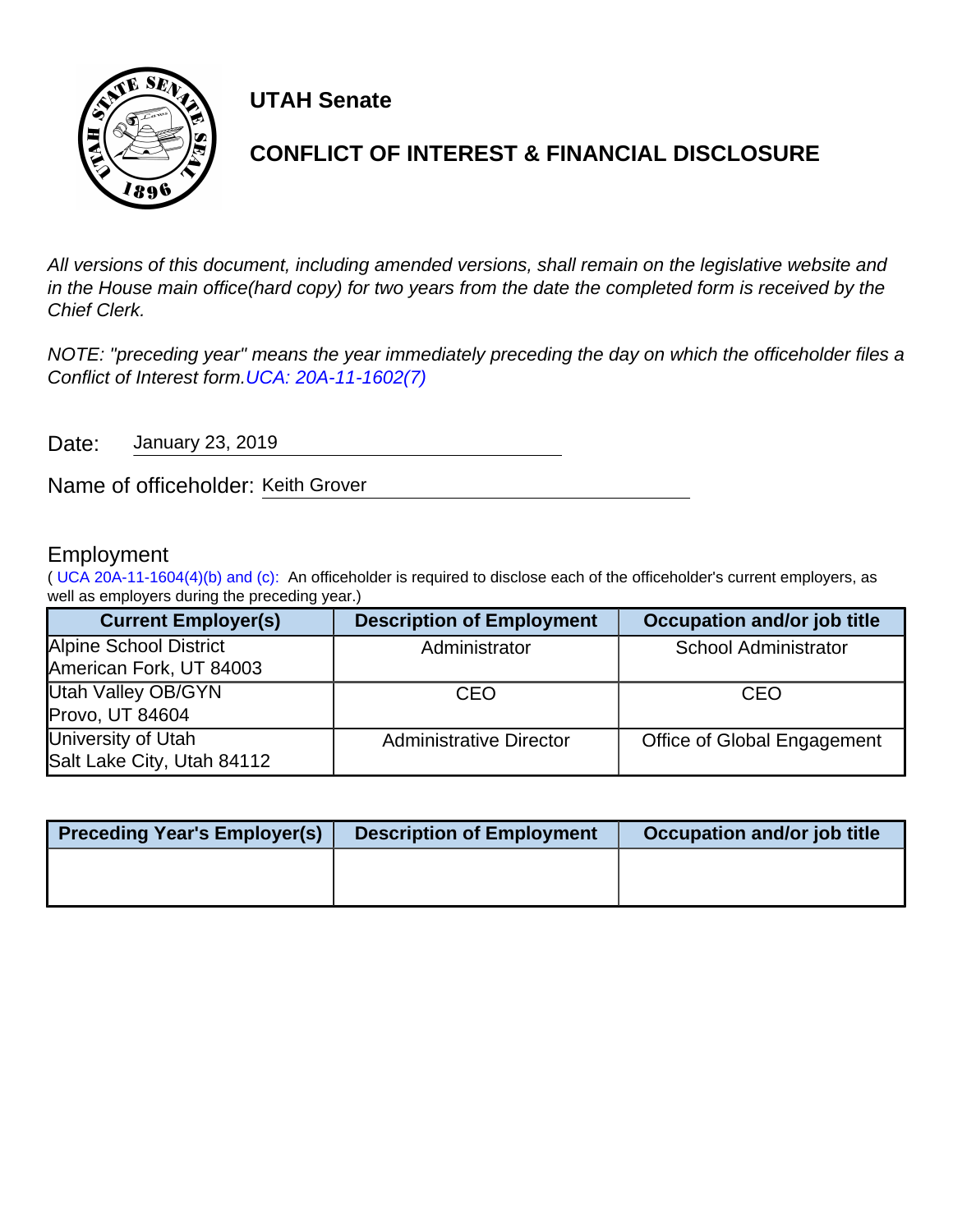# UTAH Senate

## CONFLICT OF INTEREST & FINANCIAL DISCLOSURE

*All versions of this document, including amended versions, shall remain on the legislative website and in the House main office(hard copy) for two years from the date the completed form is received by the Chief Clerk.*

*NOTE: "preceding year" means the year immediately preceding the day on which the officeholder files a Conflict of Interest form.UCA: 20A-11-1602(7)*

Date: January 23, 2019

Name of officeholder: Keith Grover

### Employment

( UCA 20A-11-1604(4)(b) and (c): An officeholder is required to disclose each of the officeholder's current employers, as well as employers during the preceding year.)

| Current Employer(s) | Description of Employment | Occupation and/or job title |
|---|---|---|
| Alpine School District<br>American Fork, UT 84003 | Administrator | School Administrator |
| Utah Valley OB/GYN<br>Provo, UT 84604 | CEO | CEO |
| University of Utah<br>Salt Lake City, Utah 84112 | Administrative Director | Office of Global Engagement |

| Preceding Year's Employer(s) | Description of Employment | Occupation and/or job title |
|---|---|---|
| | | |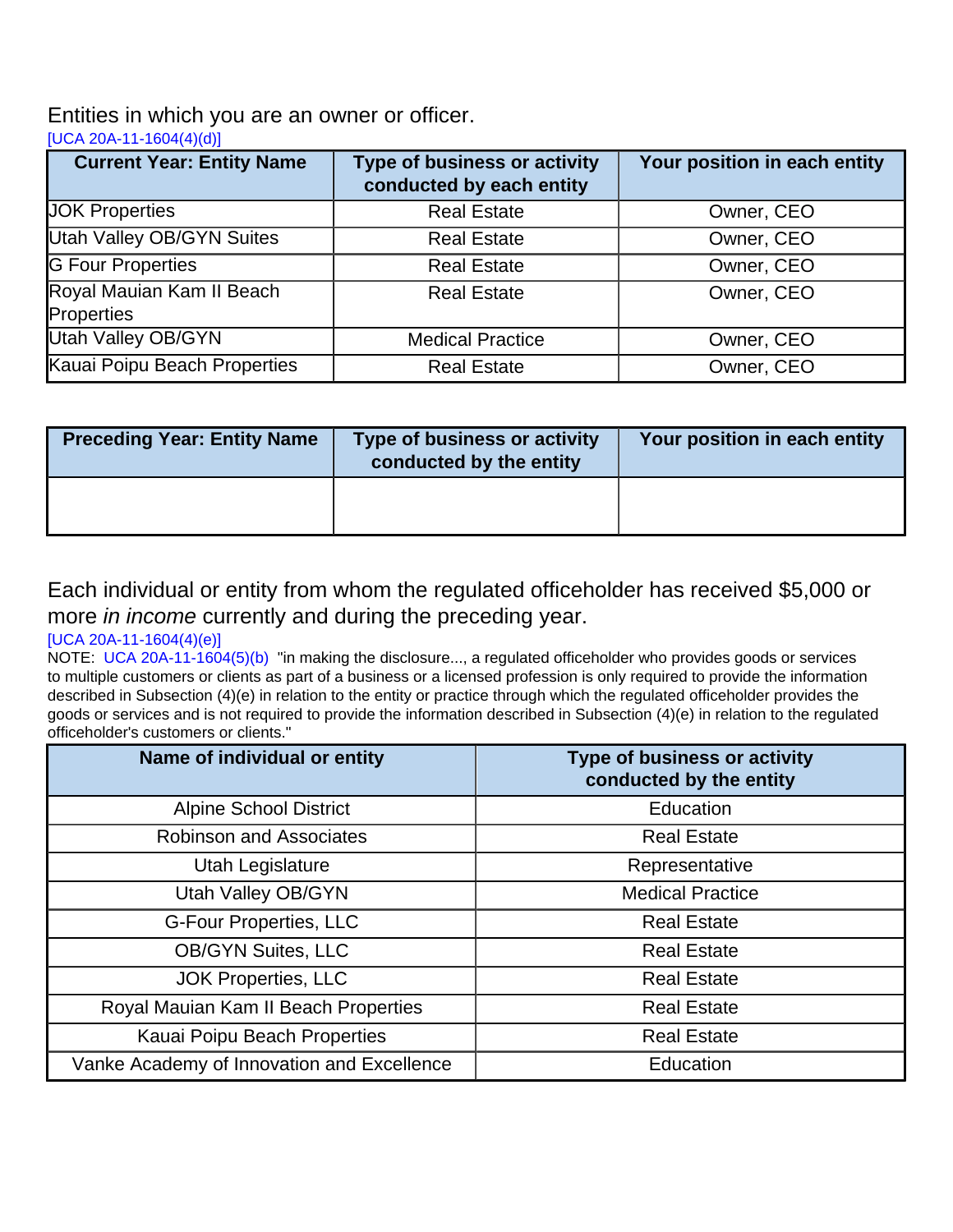Entities in which you are an owner or officer.

[UCA 20A-11-1604(4)(d)]

| Current Year: Entity Name | Type of business or activity conducted by each entity | Your position in each entity |
|---|---|---|
| JOK Properties | Real Estate | Owner, CEO |
| Utah Valley OB/GYN Suites | Real Estate | Owner, CEO |
| G Four Properties | Real Estate | Owner, CEO |
| Royal Mauian Kam II Beach Properties | Real Estate | Owner, CEO |
| Utah Valley OB/GYN | Medical Practice | Owner, CEO |
| Kauai Poipu Beach Properties | Real Estate | Owner, CEO |

| Preceding Year: Entity Name | Type of business or activity conducted by the entity | Your position in each entity |
|---|---|---|
| | | |

Each individual or entity from whom the regulated officeholder has received $5,000 or more *in income* currently and during the preceding year.

[UCA 20A-11-1604(4)(e)]

NOTE: UCA 20A-11-1604(5)(b) "in making the disclosure..., a regulated officeholder who provides goods or services to multiple customers or clients as part of a business or a licensed profession is only required to provide the information described in Subsection (4)(e) in relation to the entity or practice through which the regulated officeholder provides the goods or services and is not required to provide the information described in Subsection (4)(e) in relation to the regulated officeholder's customers or clients."

| Name of individual or entity | Type of business or activity conducted by the entity |
|---|---|
| Alpine School District | Education |
| Robinson and Associates | Real Estate |
| Utah Legislature | Representative |
| Utah Valley OB/GYN | Medical Practice |
| G-Four Properties, LLC | Real Estate |
| OB/GYN Suites, LLC | Real Estate |
| JOK Properties, LLC | Real Estate |
| Royal Mauian Kam II Beach Properties | Real Estate |
| Kauai Poipu Beach Properties | Real Estate |
| Vanke Academy of Innovation and Excellence | Education |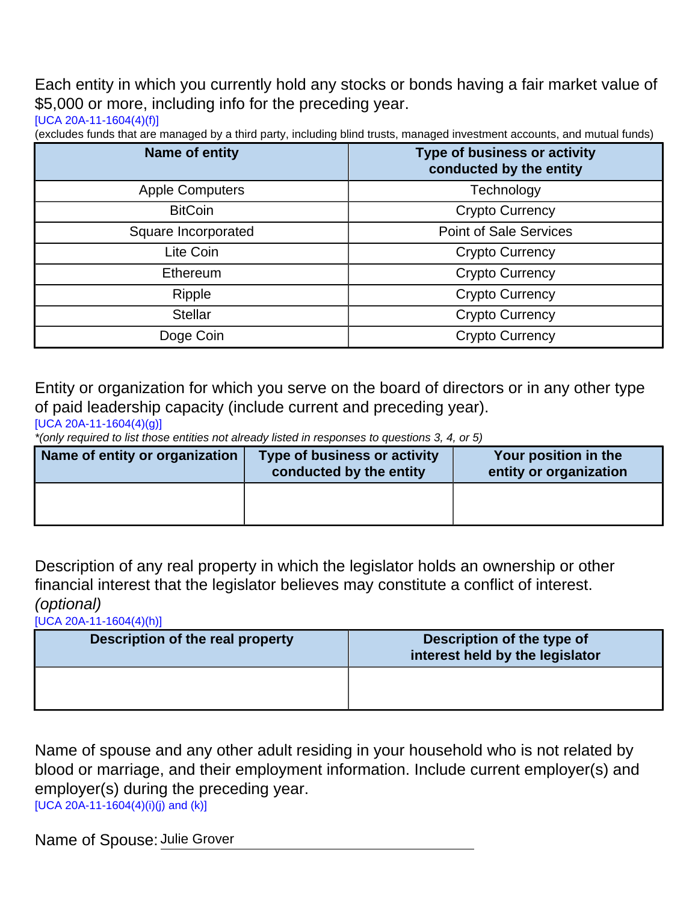Each entity in which you currently hold any stocks or bonds having a fair market value of $5,000 or more, including info for the preceding year.
[UCA 20A-11-1604(4)(f)]
(excludes funds that are managed by a third party, including blind trusts, managed investment accounts, and mutual funds)

| Name of entity | Type of business or activity conducted by the entity |
|---|---|
| Apple Computers | Technology |
| BitCoin | Crypto Currency |
| Square Incorporated | Point of Sale Services |
| Lite Coin | Crypto Currency |
| Ethereum | Crypto Currency |
| Ripple | Crypto Currency |
| Stellar | Crypto Currency |
| Doge Coin | Crypto Currency |

Entity or organization for which you serve on the board of directors or in any other type of paid leadership capacity (include current and preceding year).
[UCA 20A-11-1604(4)(g)]
*(only required to list those entities not already listed in responses to questions 3, 4, or 5)*

| Name of entity or organization | Type of business or activity conducted by the entity | Your position in the entity or organization |
|---|---|---|
| | | |

Description of any real property in which the legislator holds an ownership or other financial interest that the legislator believes may constitute a conflict of interest. *(optional)*
[UCA 20A-11-1604(4)(h)]

| Description of the real property | Description of the type of interest held by the legislator |
|---|---|
| | |

Name of spouse and any other adult residing in your household who is not related by blood or marriage, and their employment information. Include current employer(s) and employer(s) during the preceding year.
[UCA 20A-11-1604(4)(i)(j) and (k)]

Name of Spouse: Julie Grover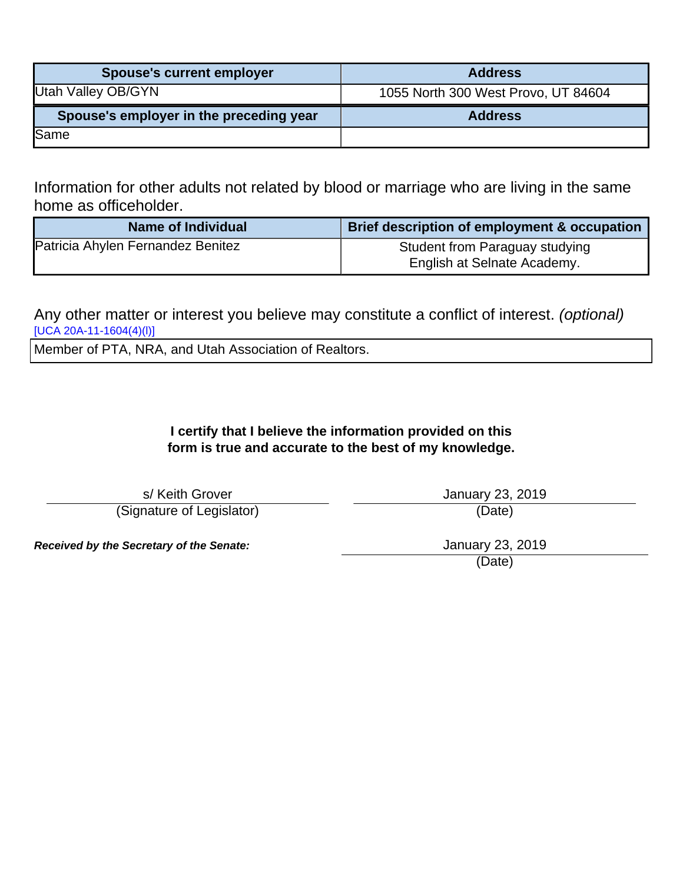| Spouse's current employer | Address |
| --- | --- |
| Utah Valley OB/GYN | 1055 North 300 West Provo, UT 84604 |

| Spouse's employer in the preceding year | Address |
| --- | --- |
| Same | |

Information for other adults not related by blood or marriage who are living in the same home as officeholder.

| Name of Individual | Brief description of employment & occupation |
| --- | --- |
| Patricia Ahylen Fernandez Benitez | Student from Paraguay studying English at Selnate Academy. |

Any other matter or interest you believe may constitute a conflict of interest. *(optional)*
[UCA 20A-11-1604(4)(l)]

Member of PTA, NRA, and Utah Association of Realtors.

**I certify that I believe the information provided on this form is true and accurate to the best of my knowledge.**

s/ Keith Grover
(Signature of Legislator)

January 23, 2019
(Date)

***Received by the Secretary of the Senate:***

January 23, 2019
(Date)